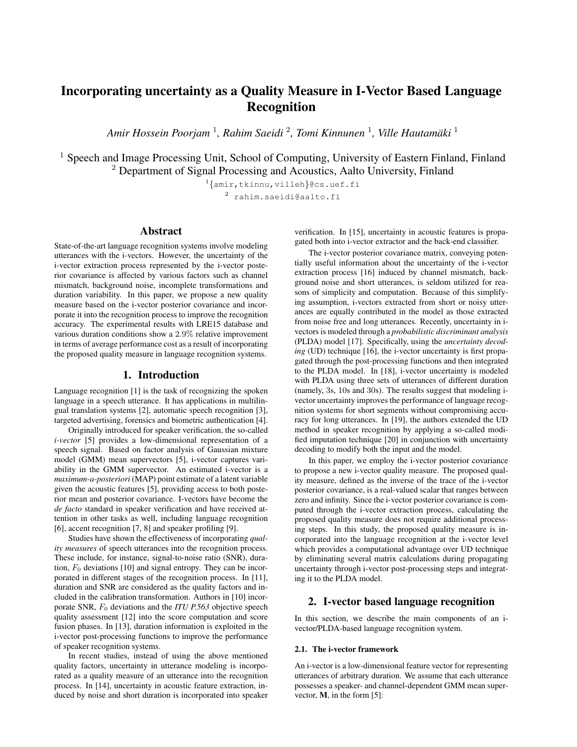# Incorporating uncertainty as a Quality Measure in I-Vector Based Language Recognition

*Amir Hossein Poorjam [1], Rahim Saeidi [2], Tomi Kinnunen [1], Ville Hautamäki [1]*

[1] Speech and Image Processing Unit, School of Computing, University of Eastern Finland, Finland
[2] Department of Signal Processing and Acoustics, Aalto University, Finland

[1]{amir,tkinnu,villeh}@cs.uef.fi
[2] rahim.saeidi@aalto.fi

## Abstract

State-of-the-art language recognition systems involve modeling utterances with the i-vectors. However, the uncertainty of the i-vector extraction process represented by the i-vector posterior covariance is affected by various factors such as channel mismatch, background noise, incomplete transformations and duration variability. In this paper, we propose a new quality measure based on the i-vector posterior covariance and incorporate it into the recognition process to improve the recognition accuracy. The experimental results with LRE15 database and various duration conditions show a $2.9\%$ relative improvement in terms of average performance cost as a result of incorporating the proposed quality measure in language recognition systems.

## 1. Introduction

Language recognition [1] is the task of recognizing the spoken language in a speech utterance. It has applications in multilingual translation systems [2], automatic speech recognition [3], targeted advertising, forensics and biometric authentication [4].

Originally introduced for speaker verification, the so-called *i-vector* [5] provides a low-dimensional representation of a speech signal. Based on factor analysis of Gaussian mixture model (GMM) mean supervectors [5], i-vector captures variability in the GMM supervector. An estimated i-vector is a *maximum-a-posteriori* (MAP) point estimate of a latent variable given the acoustic features [5], providing access to both posterior mean and posterior covariance. I-vectors have become the *de facto* standard in speaker verification and have received attention in other tasks as well, including language recognition [6], accent recognition [7, 8] and speaker profiling [9].

Studies have shown the effectiveness of incorporating *quality measures* of speech utterances into the recognition process. These include, for instance, signal-to-noise ratio (SNR), duration, $F_0$ deviations [10] and signal entropy. They can be incorporated in different stages of the recognition process. In [11], duration and SNR are considered as the quality factors and included in the calibration transformation. Authors in [10] incorporate SNR, $F_0$ deviations and the *ITU P.563* objective speech quality assessment [12] into the score computation and score fusion phases. In [13], duration information is exploited in the i-vector post-processing functions to improve the performance of speaker recognition systems.

In recent studies, instead of using the above mentioned quality factors, uncertainty in utterance modeling is incorporated as a quality measure of an utterance into the recognition process. In [14], uncertainty in acoustic feature extraction, induced by noise and short duration is incorporated into speaker verification. In [15], uncertainty in acoustic features is propagated both into i-vector extractor and the back-end classifier.

The i-vector posterior covariance matrix, conveying potentially useful information about the uncertainty of the i-vector extraction process [16] induced by channel mismatch, background noise and short utterances, is seldom utilized for reasons of simplicity and computation. Because of this simplifying assumption, i-vectors extracted from short or noisy utterances are equally contributed in the model as those extracted from noise free and long utterances. Recently, uncertainty in i-vectors is modeled through a *probabilistic discriminant analysis* (PLDA) model [17]. Specifically, using the *uncertainty decoding* (UD) technique [16], the i-vector uncertainty is first propagated through the post-processing functions and then integrated to the PLDA model. In [18], i-vector uncertainty is modeled with PLDA using three sets of utterances of different duration (namely, 3s, 10s and 30s). The results suggest that modeling i-vector uncertainty improves the performance of language recognition systems for short segments without compromising accuracy for long utterances. In [19], the authors extended the UD method in speaker recognition by applying a so-called modified imputation technique [20] in conjunction with uncertainty decoding to modify both the input and the model.

In this paper, we employ the i-vector posterior covariance to propose a new i-vector quality measure. The proposed quality measure, defined as the inverse of the trace of the i-vector posterior covariance, is a real-valued scalar that ranges between zero and infinity. Since the i-vector posterior covariance is computed through the i-vector extraction process, calculating the proposed quality measure does not require additional processing steps. In this study, the proposed quality measure is incorporated into the language recognition at the i-vector level which provides a computational advantage over UD technique by eliminating several matrix calculations during propagating uncertainty through i-vector post-processing steps and integrating it to the PLDA model.

## 2. I-vector based language recognition

In this section, we describe the main components of an i-vector/PLDA-based language recognition system.

### 2.1. The i-vector framework

An i-vector is a low-dimensional feature vector for representing utterances of arbitrary duration. We assume that each utterance possesses a speaker- and channel-dependent GMM mean supervector, $\mathbf{M}$, in the form [5]: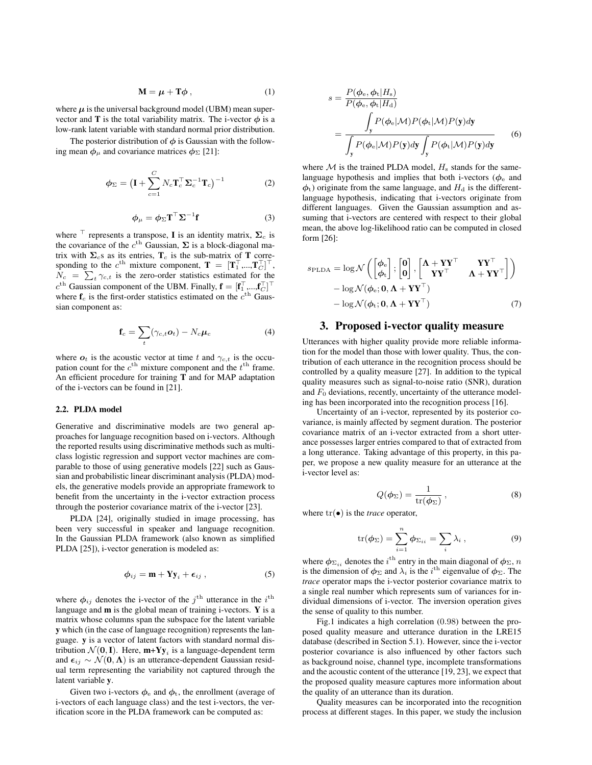$$\mathbf{M} = \boldsymbol{\mu} + \mathbf{T}\boldsymbol{\phi} \;, \tag{1}$$

where $\boldsymbol{\mu}$ is the universal background model (UBM) mean supervector and $\mathbf{T}$ is the total variability matrix. The i-vector $\boldsymbol{\phi}$ is a low-rank latent variable with standard normal prior distribution.

The posterior distribution of $\boldsymbol{\phi}$ is Gaussian with the following mean $\boldsymbol{\phi}_\mu$ and covariance matrices $\boldsymbol{\phi}_\Sigma$ [21]:

$$\boldsymbol{\phi}_\Sigma = \big(\mathbf{I} + \sum_{c=1}^{C} N_c \mathbf{T}_c^\top \boldsymbol{\Sigma}_c^{-1} \mathbf{T}_c\big)^{-1} \tag{2}$$

$$\boldsymbol{\phi}_\mu = \boldsymbol{\phi}_\Sigma \mathbf{T}^\top \boldsymbol{\Sigma}^{-1} \mathbf{f} \tag{3}$$

where $^\top$ represents a transpose, $\mathbf{I}$ is an identity matrix, $\boldsymbol{\Sigma}_c$ is the covariance of the $c^{\text{th}}$ Gaussian, $\boldsymbol{\Sigma}$ is a block-diagonal matrix with $\boldsymbol{\Sigma}_c$s as its entries, $\mathbf{T}_c$ is the sub-matrix of $\mathbf{T}$ corresponding to the $c^{\text{th}}$ mixture component, $\mathbf{T} = [\mathbf{T}_1^\top, ..., \mathbf{T}_C^\top]^\top$, $N_c = \sum_t \gamma_{c,t}$ is the zero-order statistics estimated for the $c^{\text{th}}$ Gaussian component of the UBM. Finally, $\mathbf{f} = [\mathbf{f}_1^\top, ..., \mathbf{f}_C^\top]^\top$ where $\mathbf{f}_c$ is the first-order statistics estimated on the $c^{\text{th}}$ Gaussian component as:

$$\mathbf{f}_c = \sum_t (\gamma_{c,t} \boldsymbol{o}_t) - N_c \boldsymbol{\mu}_c \tag{4}$$

where $\boldsymbol{o}_t$ is the acoustic vector at time $t$ and $\gamma_{c,t}$ is the occupation count for the $c^{\text{th}}$ mixture component and the $t^{\text{th}}$ frame. An efficient procedure for training $\mathbf{T}$ and for MAP adaptation of the i-vectors can be found in [21].

### 2.2. PLDA model

Generative and discriminative models are two general approaches for language recognition based on i-vectors. Although the reported results using discriminative methods such as multi-class logistic regression and support vector machines are comparable to those of using generative models [22] such as Gaussian and probabilistic linear discriminant analysis (PLDA) models, the generative models provide an appropriate framework to benefit from the uncertainty in the i-vector extraction process through the posterior covariance matrix of the i-vector [23].

PLDA [24], originally studied in image processing, has been very successful in speaker and language recognition. In the Gaussian PLDA framework (also known as simplified PLDA [25]), i-vector generation is modeled as:

$$\boldsymbol{\phi}_{ij} = \mathbf{m} + \mathbf{Y}\mathbf{y}_i + \boldsymbol{\epsilon}_{ij} \;, \tag{5}$$

where $\boldsymbol{\phi}_{ij}$ denotes the i-vector of the $j^{\text{th}}$ utterance in the $i^{\text{th}}$ language and $\mathbf{m}$ is the global mean of training i-vectors. $\mathbf{Y}$ is a matrix whose columns span the subspace for the latent variable $\mathbf{y}$ which (in the case of language recognition) represents the language. $\mathbf{y}$ is a vector of latent factors with standard normal distribution $\mathcal{N}(\mathbf{0}, \mathbf{I})$. Here, $\mathbf{m}+\mathbf{Y}\mathbf{y}_i$ is a language-dependent term and $\boldsymbol{\epsilon}_{ij} \sim \mathcal{N}(\mathbf{0}, \boldsymbol{\Lambda})$ is an utterance-dependent Gaussian residual term representing the variability not captured through the latent variable $\mathbf{y}$.

Given two i-vectors $\boldsymbol{\phi}_\text{e}$ and $\boldsymbol{\phi}_\text{t}$, the enrollment (average of i-vectors of each language class) and the test i-vectors, the verification score in the PLDA framework can be computed as:

$$\begin{aligned} s &= \frac{P(\boldsymbol{\phi}_\text{e}, \boldsymbol{\phi}_\text{t} | H_\text{s})}{P(\boldsymbol{\phi}_\text{e}, \boldsymbol{\phi}_\text{t} | H_\text{d})} \\ &= \frac{\displaystyle\int_{\mathbf{y}} P(\boldsymbol{\phi}_\text{e}|\mathcal{M}) P(\boldsymbol{\phi}_\text{t}|\mathcal{M}) P(\mathbf{y}) d\mathbf{y}}{\displaystyle\int_{\mathbf{y}} P(\boldsymbol{\phi}_\text{e}|\mathcal{M}) P(\mathbf{y}) d\mathbf{y} \int_{\mathbf{y}} P(\boldsymbol{\phi}_\text{t}|\mathcal{M}) P(\mathbf{y}) d\mathbf{y}} \end{aligned} \tag{6}$$

where $\mathcal{M}$ is the trained PLDA model, $H_\text{s}$ stands for the same-language hypothesis and implies that both i-vectors ($\boldsymbol{\phi}_\text{e}$ and $\boldsymbol{\phi}_\text{t}$) originate from the same language, and $H_\text{d}$ is the different-language hypothesis, indicating that i-vectors originate from different languages. Given the Gaussian assumption and assuming that i-vectors are centered with respect to their global mean, the above log-likelihood ratio can be computed in closed form [26]:

$$\begin{aligned} s_\text{PLDA} = &\log \mathcal{N}\left( \begin{bmatrix} \boldsymbol{\phi}_\text{e} \\ \boldsymbol{\phi}_\text{t} \end{bmatrix}; \begin{bmatrix} \mathbf{0} \\ \mathbf{0} \end{bmatrix}, \begin{bmatrix} \boldsymbol{\Lambda} + \mathbf{Y}\mathbf{Y}^\top & \mathbf{Y}\mathbf{Y}^\top \\ \mathbf{Y}\mathbf{Y}^\top & \boldsymbol{\Lambda} + \mathbf{Y}\mathbf{Y}^\top \end{bmatrix} \right) \\ &- \log \mathcal{N}(\boldsymbol{\phi}_\text{e}; \mathbf{0}, \boldsymbol{\Lambda} + \mathbf{Y}\mathbf{Y}^\top) \\ &- \log \mathcal{N}(\boldsymbol{\phi}_\text{t}; \mathbf{0}, \boldsymbol{\Lambda} + \mathbf{Y}\mathbf{Y}^\top) \end{aligned} \tag{7}$$

## 3. Proposed i-vector quality measure

Utterances with higher quality provide more reliable information for the model than those with lower quality. Thus, the contribution of each utterance in the recognition process should be controlled by a quality measure [27]. In addition to the typical quality measures such as signal-to-noise ratio (SNR), duration and $F_0$ deviations, recently, uncertainty of the utterance modeling has been incorporated into the recognition process [16].

Uncertainty of an i-vector, represented by its posterior covariance, is mainly affected by segment duration. The posterior covariance matrix of an i-vector extracted from a short utterance possesses larger entries compared to that of extracted from a long utterance. Taking advantage of this property, in this paper, we propose a new quality measure for an utterance at the i-vector level as:

$$Q(\boldsymbol{\phi}_\Sigma) = \frac{1}{\text{tr}(\boldsymbol{\phi}_\Sigma)} \;, \tag{8}$$

where $\text{tr}(\bullet)$ is the *trace* operator,

$$\text{tr}(\boldsymbol{\phi}_\Sigma) = \sum_{i=1}^{n} \boldsymbol{\phi}_{\Sigma_{ii}} = \sum_i \lambda_i \;, \tag{9}$$

where $\boldsymbol{\phi}_{\Sigma_{ii}}$ denotes the $i^{\text{th}}$ entry in the main diagonal of $\boldsymbol{\phi}_\Sigma$, $n$ is the dimension of $\boldsymbol{\phi}_\Sigma$ and $\lambda_i$ is the $i^{\text{th}}$ eigenvalue of $\boldsymbol{\phi}_\Sigma$. The *trace* operator maps the i-vector posterior covariance matrix to a single real number which represents sum of variances for individual dimensions of i-vector. The inversion operation gives the sense of quality to this number.

Fig.1 indicates a high correlation (0.98) between the proposed quality measure and utterance duration in the LRE15 database (described in Section 5.1). However, since the i-vector posterior covariance is also influenced by other factors such as background noise, channel type, incomplete transformations and the acoustic content of the utterance [19, 23], we expect that the proposed quality measure captures more information about the quality of an utterance than its duration.

Quality measures can be incorporated into the recognition process at different stages. In this paper, we study the inclusion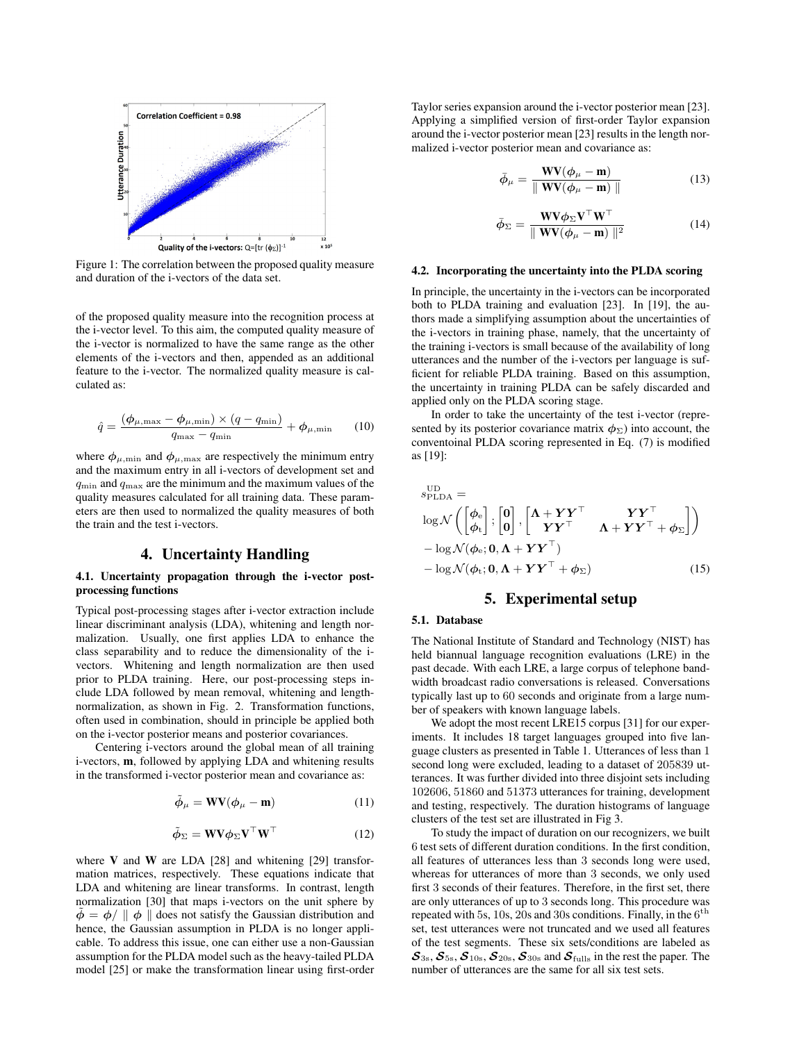Figure 1: The correlation between the proposed quality measure and duration of the i-vectors of the data set.

of the proposed quality measure into the recognition process at the i-vector level. To this aim, the computed quality measure of the i-vector is normalized to have the same range as the other elements of the i-vectors and then, appended as an additional feature to the i-vector. The normalized quality measure is calculated as:

$$\hat{q} = \frac{(\boldsymbol{\phi}_{\mu,\max} - \boldsymbol{\phi}_{\mu,\min}) \times (q - q_{\min})}{q_{\max} - q_{\min}} + \boldsymbol{\phi}_{\mu,\min} \tag{10}$$

where $\boldsymbol{\phi}_{\mu,\min}$ and $\boldsymbol{\phi}_{\mu,\max}$ are respectively the minimum entry and the maximum entry in all i-vectors of development set and $q_{\min}$ and $q_{\max}$ are the minimum and the maximum values of the quality measures calculated for all training data. These parameters are then used to normalized the quality measures of both the train and the test i-vectors.

# 4. Uncertainty Handling

## 4.1. Uncertainty propagation through the i-vector post-processing functions

Typical post-processing stages after i-vector extraction include linear discriminant analysis (LDA), whitening and length normalization. Usually, one first applies LDA to enhance the class separability and to reduce the dimensionality of the i-vectors. Whitening and length normalization are then used prior to PLDA training. Here, our post-processing steps include LDA followed by mean removal, whitening and length-normalization, as shown in Fig. 2. Transformation functions, often used in combination, should in principle be applied both on the i-vector posterior means and posterior covariances.

Centering i-vectors around the global mean of all training i-vectors, $\mathbf{m}$, followed by applying LDA and whitening results in the transformed i-vector posterior mean and covariance as:

$$\tilde{\boldsymbol{\phi}}_{\mu} = \mathbf{W}\mathbf{V}(\boldsymbol{\phi}_{\mu} - \mathbf{m}) \tag{11}$$

$$\tilde{\boldsymbol{\phi}}_{\Sigma} = \mathbf{W}\mathbf{V}\boldsymbol{\phi}_{\Sigma}\mathbf{V}^{\top}\mathbf{W}^{\top} \tag{12}$$

where $\mathbf{V}$ and $\mathbf{W}$ are LDA [28] and whitening [29] transformation matrices, respectively. These equations indicate that LDA and whitening are linear transforms. In contrast, length normalization [30] that maps i-vectors on the unit sphere by $\bar{\phi} = \phi / \parallel \phi \parallel$ does not satisfy the Gaussian distribution and hence, the Gaussian assumption in PLDA is no longer applicable. To address this issue, one can either use a non-Gaussian assumption for the PLDA model such as the heavy-tailed PLDA model [25] or make the transformation linear using first-order Taylor series expansion around the i-vector posterior mean [23]. Applying a simplified version of first-order Taylor expansion around the i-vector posterior mean [23] results in the length normalized i-vector posterior mean and covariance as:

$$\bar{\boldsymbol{\phi}}_{\mu} = \frac{\mathbf{W}\mathbf{V}(\boldsymbol{\phi}_{\mu} - \mathbf{m})}{\parallel \mathbf{W}\mathbf{V}(\boldsymbol{\phi}_{\mu} - \mathbf{m}) \parallel} \tag{13}$$

$$\bar{\boldsymbol{\phi}}_{\Sigma} = \frac{\mathbf{W}\mathbf{V}\boldsymbol{\phi}_{\Sigma}\mathbf{V}^{\top}\mathbf{W}^{\top}}{\parallel \mathbf{W}\mathbf{V}(\boldsymbol{\phi}_{\mu} - \mathbf{m}) \parallel^2} \tag{14}$$

## 4.2. Incorporating the uncertainty into the PLDA scoring

In principle, the uncertainty in the i-vectors can be incorporated both to PLDA training and evaluation [23]. In [19], the authors made a simplifying assumption about the uncertainties of the i-vectors in training phase, namely, that the uncertainty of the training i-vectors is small because of the availability of long utterances and the number of the i-vectors per language is sufficient for reliable PLDA training. Based on this assumption, the uncertainty in training PLDA can be safely discarded and applied only on the PLDA scoring stage.

In order to take the uncertainty of the test i-vector (represented by its posterior covariance matrix $\boldsymbol{\phi}_{\Sigma}$) into account, the conventoinal PLDA scoring represented in Eq. (7) is modified as [19]:

$$
\begin{aligned}
&s_{\mathrm{PLDA}}^{\mathrm{UD}} = \\
&\log \mathcal{N}\left(\begin{bmatrix}\boldsymbol{\phi}_{\mathrm{e}} \\ \boldsymbol{\phi}_{\mathrm{t}}\end{bmatrix}; \begin{bmatrix}\mathbf{0} \\ \mathbf{0}\end{bmatrix}, \begin{bmatrix}\boldsymbol{\Lambda} + \boldsymbol{Y}\boldsymbol{Y}^{\top} & \boldsymbol{Y}\boldsymbol{Y}^{\top} \\ \boldsymbol{Y}\boldsymbol{Y}^{\top} & \boldsymbol{\Lambda} + \boldsymbol{Y}\boldsymbol{Y}^{\top} + \boldsymbol{\phi}_{\Sigma}\end{bmatrix}\right) \\
&- \log \mathcal{N}(\boldsymbol{\phi}_{\mathrm{e}}; \mathbf{0}, \boldsymbol{\Lambda} + \boldsymbol{Y}\boldsymbol{Y}^{\top}) \\
&- \log \mathcal{N}(\boldsymbol{\phi}_{\mathrm{t}}; \mathbf{0}, \boldsymbol{\Lambda} + \boldsymbol{Y}\boldsymbol{Y}^{\top} + \boldsymbol{\phi}_{\Sigma})
\end{aligned} \tag{15}
$$

# 5. Experimental setup

## 5.1. Database

The National Institute of Standard and Technology (NIST) has held biannual language recognition evaluations (LRE) in the past decade. With each LRE, a large corpus of telephone bandwidth broadcast radio conversations is released. Conversations typically last up to 60 seconds and originate from a large number of speakers with known language labels.

We adopt the most recent LRE15 corpus [31] for our experiments. It includes 18 target languages grouped into five language clusters as presented in Table 1. Utterances of less than 1 second long were excluded, leading to a dataset of 205839 utterances. It was further divided into three disjoint sets including 102606, 51860 and 51373 utterances for training, development and testing, respectively. The duration histograms of language clusters of the test set are illustrated in Fig 3.

To study the impact of duration on our recognizers, we built 6 test sets of different duration conditions. In the first condition, all features of utterances less than 3 seconds long were used, whereas for utterances of more than 3 seconds, we only used first 3 seconds of their features. Therefore, in the first set, there are only utterances of up to 3 seconds long. This procedure was repeated with 5s, 10s, 20s and 30s conditions. Finally, in the $6^{\text{th}}$ set, test utterances were not truncated and we used all features of the test segments. These six sets/conditions are labeled as $\boldsymbol{S}_{3\mathrm{s}}$, $\boldsymbol{S}_{5\mathrm{s}}$, $\boldsymbol{S}_{10\mathrm{s}}$, $\boldsymbol{S}_{20\mathrm{s}}$, $\boldsymbol{S}_{30\mathrm{s}}$ and $\boldsymbol{S}_{\mathrm{fulls}}$ in the rest the paper. The number of utterances are the same for all six test sets.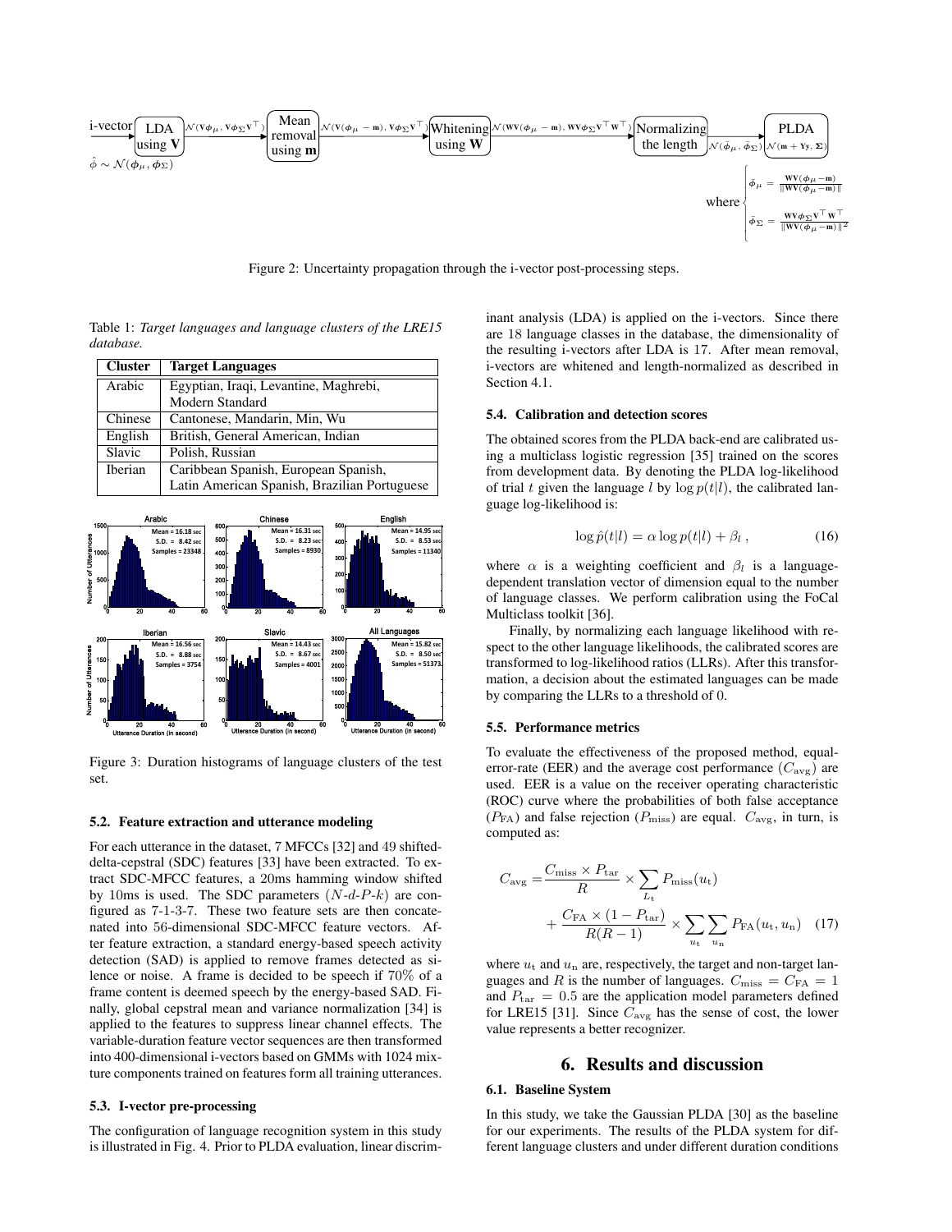Figure 2: Uncertainty propagation through the i-vector post-processing steps.

Table 1: *Target languages and language clusters of the LRE15 database.*

| Cluster | Target Languages |
|---|---|
| Arabic | Egyptian, Iraqi, Levantine, Maghrebi, Modern Standard |
| Chinese | Cantonese, Mandarin, Min, Wu |
| English | British, General American, Indian |
| Slavic | Polish, Russian |
| Iberian | Caribbean Spanish, European Spanish, Latin American Spanish, Brazilian Portuguese |

Figure 3: Duration histograms of language clusters of the test set.

### 5.2. Feature extraction and utterance modeling

For each utterance in the dataset, 7 MFCCs [32] and 49 shifted-delta-cepstral (SDC) features [33] have been extracted. To extract SDC-MFCC features, a 20ms hamming window shifted by 10ms is used. The SDC parameters ($N$-$d$-$P$-$k$) are configured as 7-1-3-7. These two feature sets are then concatenated into 56-dimensional SDC-MFCC feature vectors. After feature extraction, a standard energy-based speech activity detection (SAD) is applied to remove frames detected as silence or noise. A frame is decided to be speech if 70% of a frame content is deemed speech by the energy-based SAD. Finally, global cepstral mean and variance normalization [34] is applied to the features to suppress linear channel effects. The variable-duration feature vector sequences are then transformed into 400-dimensional i-vectors based on GMMs with 1024 mixture components trained on features form all training utterances.

### 5.3. I-vector pre-processing

The configuration of language recognition system in this study is illustrated in Fig. 4. Prior to PLDA evaluation, linear discriminant analysis (LDA) is applied on the i-vectors. Since there are 18 language classes in the database, the dimensionality of the resulting i-vectors after LDA is 17. After mean removal, i-vectors are whitened and length-normalized as described in Section 4.1.

### 5.4. Calibration and detection scores

The obtained scores from the PLDA back-end are calibrated using a multiclass logistic regression [35] trained on the scores from development data. By denoting the PLDA log-likelihood of trial $t$ given the language $l$ by $\log p(t|l)$, the calibrated language log-likelihood is:

$$\log \hat{p}(t|l) = \alpha \log p(t|l) + \beta_l \,, \tag{16}$$

where $\alpha$ is a weighting coefficient and $\beta_l$ is a language-dependent translation vector of dimension equal to the number of language classes. We perform calibration using the FoCal Multiclass toolkit [36].

Finally, by normalizing each language likelihood with respect to the other language likelihoods, the calibrated scores are transformed to log-likelihood ratios (LLRs). After this transformation, a decision about the estimated languages can be made by comparing the LLRs to a threshold of 0.

### 5.5. Performance metrics

To evaluate the effectiveness of the proposed method, equal-error-rate (EER) and the average cost performance ($C_{\text{avg}}$) are used. EER is a value on the receiver operating characteristic (ROC) curve where the probabilities of both false acceptance ($P_{\text{FA}}$) and false rejection ($P_{\text{miss}}$) are equal. $C_{\text{avg}}$, in turn, is computed as:

$$C_{\text{avg}} = \frac{C_{\text{miss}} \times P_{\text{tar}}}{R} \times \sum_{L_t} P_{\text{miss}}(u_t) + \frac{C_{\text{FA}} \times (1 - P_{\text{tar}})}{R(R-1)} \times \sum_{u_t} \sum_{u_n} P_{\text{FA}}(u_t, u_n) \tag{17}$$

where $u_t$ and $u_n$ are, respectively, the target and non-target languages and $R$ is the number of languages. $C_{\text{miss}} = C_{\text{FA}} = 1$ and $P_{\text{tar}} = 0.5$ are the application model parameters defined for LRE15 [31]. Since $C_{\text{avg}}$ has the sense of cost, the lower value represents a better recognizer.

## 6. Results and discussion

### 6.1. Baseline System

In this study, we take the Gaussian PLDA [30] as the baseline for our experiments. The results of the PLDA system for different language clusters and under different duration conditions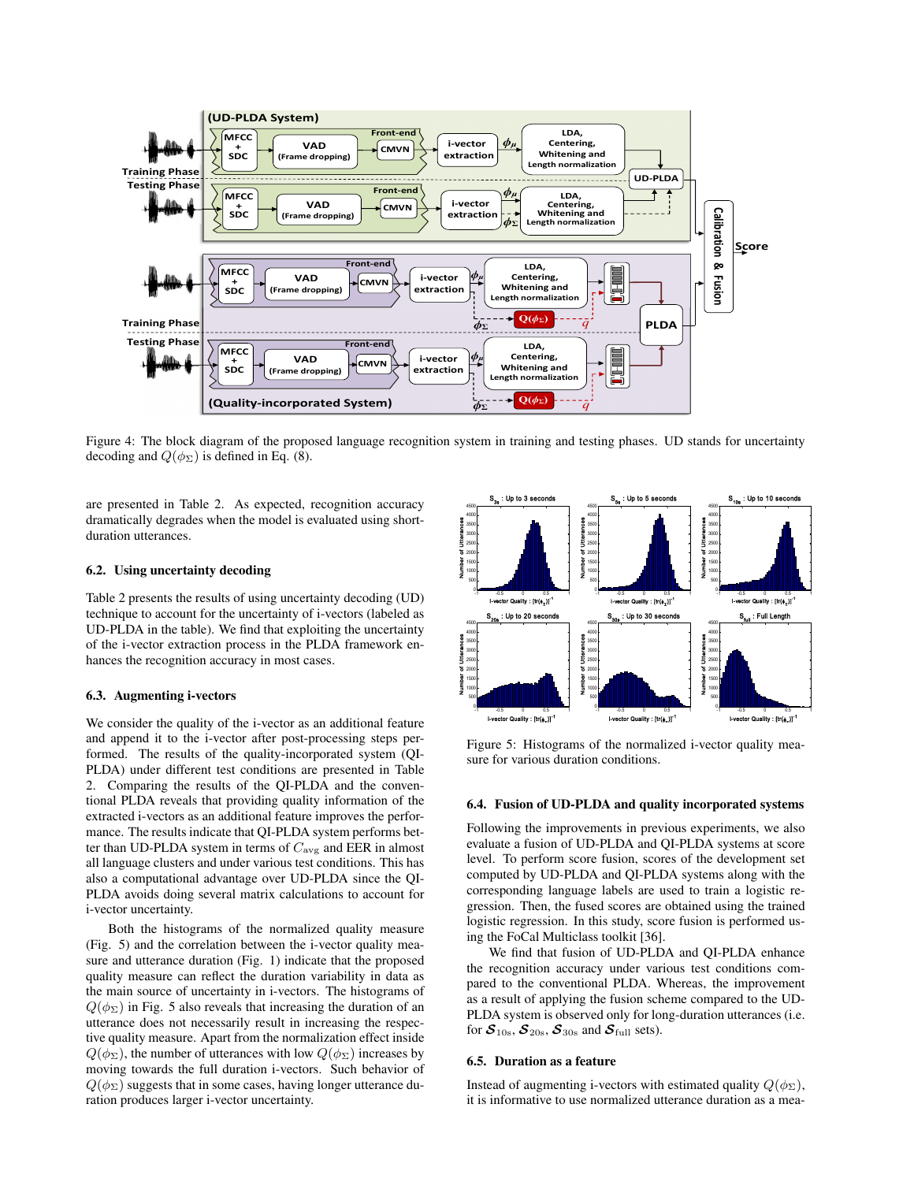Figure 4: The block diagram of the proposed language recognition system in training and testing phases. UD stands for uncertainty decoding and $Q(\phi_\Sigma)$ is defined in Eq. (8).

are presented in Table 2. As expected, recognition accuracy dramatically degrades when the model is evaluated using short-duration utterances.

### 6.2. Using uncertainty decoding

Table 2 presents the results of using uncertainty decoding (UD) technique to account for the uncertainty of i-vectors (labeled as UD-PLDA in the table). We find that exploiting the uncertainty of the i-vector extraction process in the PLDA framework enhances the recognition accuracy in most cases.

### 6.3. Augmenting i-vectors

We consider the quality of the i-vector as an additional feature and append it to the i-vector after post-processing steps performed. The results of the quality-incorporated system (QI-PLDA) under different test conditions are presented in Table 2. Comparing the results of the QI-PLDA and the conventional PLDA reveals that providing quality information of the extracted i-vectors as an additional feature improves the performance. The results indicate that QI-PLDA system performs better than UD-PLDA system in terms of $C_{\text{avg}}$ and EER in almost all language clusters and under various test conditions. This has also a computational advantage over UD-PLDA since the QI-PLDA avoids doing several matrix calculations to account for i-vector uncertainty.

Both the histograms of the normalized quality measure (Fig. 5) and the correlation between the i-vector quality measure and utterance duration (Fig. 1) indicate that the proposed quality measure can reflect the duration variability in data as the main source of uncertainty in i-vectors. The histograms of $Q(\phi_\Sigma)$ in Fig. 5 also reveals that increasing the duration of an utterance does not necessarily result in increasing the respective quality measure. Apart from the normalization effect inside $Q(\phi_\Sigma)$, the number of utterances with low $Q(\phi_\Sigma)$ increases by moving towards the full duration i-vectors. Such behavior of $Q(\phi_\Sigma)$ suggests that in some cases, having longer utterance duration produces larger i-vector uncertainty.

Figure 5: Histograms of the normalized i-vector quality measure for various duration conditions.

### 6.4. Fusion of UD-PLDA and quality incorporated systems

Following the improvements in previous experiments, we also evaluate a fusion of UD-PLDA and QI-PLDA systems at score level. To perform score fusion, scores of the development set computed by UD-PLDA and QI-PLDA systems along with the corresponding language labels are used to train a logistic regression. Then, the fused scores are obtained using the trained logistic regression. In this study, score fusion is performed using the FoCal Multiclass toolkit [36].

We find that fusion of UD-PLDA and QI-PLDA enhance the recognition accuracy under various test conditions compared to the conventional PLDA. Whereas, the improvement as a result of applying the fusion scheme compared to the UD-PLDA system is observed only for long-duration utterances (i.e. for $\boldsymbol{\mathcal{S}}_{10\text{s}}$, $\boldsymbol{\mathcal{S}}_{20\text{s}}$, $\boldsymbol{\mathcal{S}}_{30\text{s}}$ and $\boldsymbol{\mathcal{S}}_{\text{full}}$ sets).

### 6.5. Duration as a feature

Instead of augmenting i-vectors with estimated quality $Q(\phi_\Sigma)$, it is informative to use normalized utterance duration as a mea-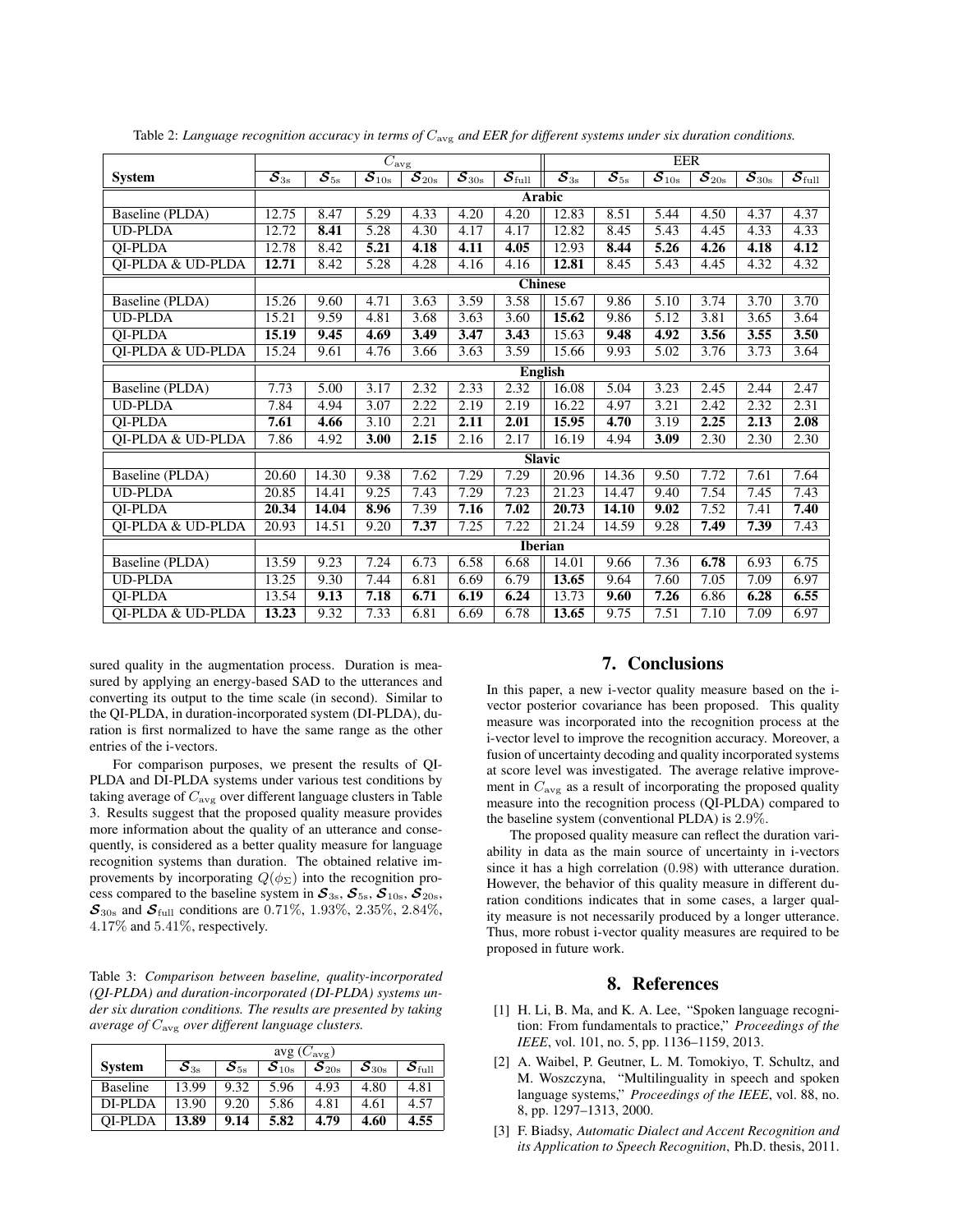Table 2: *Language recognition accuracy in terms of $C_{\text{avg}}$ and EER for different systems under six duration conditions.*

| | $C_{\text{avg}}$ | | | | | | EER | | | | | |
|---|---|---|---|---|---|---|---|---|---|---|---|---|
| **System** | $\mathcal{S}_{3s}$ | $\mathcal{S}_{5s}$ | $\mathcal{S}_{10s}$ | $\mathcal{S}_{20s}$ | $\mathcal{S}_{30s}$ | $\mathcal{S}_{\text{full}}$ | $\mathcal{S}_{3s}$ | $\mathcal{S}_{5s}$ | $\mathcal{S}_{10s}$ | $\mathcal{S}_{20s}$ | $\mathcal{S}_{30s}$ | $\mathcal{S}_{\text{full}}$ |
| | **Arabic** | | | | | | | | | | | |
| Baseline (PLDA) | 12.75 | 8.47 | 5.29 | 4.33 | 4.20 | 4.20 | 12.83 | 8.51 | 5.44 | 4.50 | 4.37 | 4.37 |
| UD-PLDA | 12.72 | **8.41** | 5.28 | 4.30 | 4.17 | 4.17 | 12.82 | 8.45 | 5.43 | 4.45 | 4.33 | 4.33 |
| QI-PLDA | 12.78 | 8.42 | **5.21** | **4.18** | **4.11** | **4.05** | 12.93 | **8.44** | **5.26** | **4.26** | **4.18** | **4.12** |
| QI-PLDA & UD-PLDA | **12.71** | 8.42 | 5.28 | 4.28 | 4.16 | 4.16 | **12.81** | 8.45 | 5.43 | 4.45 | 4.32 | 4.32 |
| | **Chinese** | | | | | | | | | | | |
| Baseline (PLDA) | 15.26 | 9.60 | 4.71 | 3.63 | 3.59 | 3.58 | 15.67 | 9.86 | 5.10 | 3.74 | 3.70 | 3.70 |
| UD-PLDA | 15.21 | 9.59 | 4.81 | 3.68 | 3.63 | 3.60 | **15.62** | 9.86 | 5.12 | 3.81 | 3.65 | 3.64 |
| QI-PLDA | **15.19** | **9.45** | **4.69** | **3.49** | **3.47** | **3.43** | 15.63 | **9.48** | **4.92** | **3.56** | **3.55** | **3.50** |
| QI-PLDA & UD-PLDA | 15.24 | 9.61 | 4.76 | 3.66 | 3.63 | 3.59 | 15.66 | 9.93 | 5.02 | 3.76 | 3.73 | 3.64 |
| | **English** | | | | | | | | | | | |
| Baseline (PLDA) | 7.73 | 5.00 | 3.17 | 2.32 | 2.33 | 2.32 | 16.08 | 5.04 | 3.23 | 2.45 | 2.44 | 2.47 |
| UD-PLDA | 7.84 | 4.94 | 3.07 | 2.22 | 2.19 | 2.19 | 16.22 | 4.97 | 3.21 | 2.42 | 2.32 | 2.31 |
| QI-PLDA | **7.61** | **4.66** | 3.10 | 2.21 | **2.11** | **2.01** | **15.95** | **4.70** | 3.19 | **2.25** | **2.13** | **2.08** |
| QI-PLDA & UD-PLDA | 7.86 | 4.92 | **3.00** | **2.15** | 2.16 | 2.17 | 16.19 | 4.94 | **3.09** | 2.30 | 2.30 | 2.30 |
| | **Slavic** | | | | | | | | | | | |
| Baseline (PLDA) | 20.60 | 14.30 | 9.38 | 7.62 | 7.29 | 7.29 | 20.96 | 14.36 | 9.50 | 7.72 | 7.61 | 7.64 |
| UD-PLDA | 20.85 | 14.41 | 9.25 | 7.43 | 7.29 | 7.23 | 21.23 | 14.47 | 9.40 | 7.54 | 7.45 | 7.43 |
| QI-PLDA | **20.34** | **14.04** | **8.96** | 7.39 | **7.16** | **7.02** | **20.73** | **14.10** | **9.02** | 7.52 | 7.41 | **7.40** |
| QI-PLDA & UD-PLDA | 20.93 | 14.51 | 9.20 | **7.37** | 7.25 | 7.22 | 21.24 | 14.59 | 9.28 | **7.49** | **7.39** | 7.43 |
| | **Iberian** | | | | | | | | | | | |
| Baseline (PLDA) | 13.59 | 9.23 | 7.24 | 6.73 | 6.58 | 6.68 | 14.01 | 9.66 | 7.36 | **6.78** | 6.93 | 6.75 |
| UD-PLDA | 13.25 | 9.30 | 7.44 | 6.81 | 6.69 | 6.79 | **13.65** | 9.64 | 7.60 | 7.05 | 7.09 | 6.97 |
| QI-PLDA | 13.54 | **9.13** | **7.18** | **6.71** | **6.19** | **6.24** | 13.73 | **9.60** | **7.26** | 6.86 | **6.28** | **6.55** |
| QI-PLDA & UD-PLDA | **13.23** | 9.32 | 7.33 | 6.81 | 6.69 | 6.78 | **13.65** | 9.75 | 7.51 | 7.10 | 7.09 | 6.97 |

sured quality in the augmentation process. Duration is measured by applying an energy-based SAD to the utterances and converting its output to the time scale (in second). Similar to the QI-PLDA, in duration-incorporated system (DI-PLDA), duration is first normalized to have the same range as the other entries of the i-vectors.

For comparison purposes, we present the results of QI-PLDA and DI-PLDA systems under various test conditions by taking average of $C_{\text{avg}}$ over different language clusters in Table 3. Results suggest that the proposed quality measure provides more information about the quality of an utterance and consequently, is considered as a better quality measure for language recognition systems than duration. The obtained relative improvements by incorporating $Q(\phi_\Sigma)$ into the recognition process compared to the baseline system in $\mathcal{S}_{3s}$, $\mathcal{S}_{5s}$, $\mathcal{S}_{10s}$, $\mathcal{S}_{20s}$, $\mathcal{S}_{30s}$ and $\mathcal{S}_{\text{full}}$ conditions are $0.71\%$, $1.93\%$, $2.35\%$, $2.84\%$, $4.17\%$ and $5.41\%$, respectively.

Table 3: *Comparison between baseline, quality-incorporated (QI-PLDA) and duration-incorporated (DI-PLDA) systems under six duration conditions. The results are presented by taking average of $C_{\text{avg}}$ over different language clusters.*

| | avg ($C_{\text{avg}}$) | | | | | |
|---|---|---|---|---|---|---|
| **System** | $\mathcal{S}_{3s}$ | $\mathcal{S}_{5s}$ | $\mathcal{S}_{10s}$ | $\mathcal{S}_{20s}$ | $\mathcal{S}_{30s}$ | $\mathcal{S}_{\text{full}}$ |
| Baseline | 13.99 | 9.32 | 5.96 | 4.93 | 4.80 | 4.81 |
| DI-PLDA | 13.90 | 9.20 | 5.86 | 4.81 | 4.61 | 4.57 |
| QI-PLDA | **13.89** | **9.14** | **5.82** | **4.79** | **4.60** | **4.55** |

## 7. Conclusions

In this paper, a new i-vector quality measure based on the i-vector posterior covariance has been proposed. This quality measure was incorporated into the recognition process at the i-vector level to improve the recognition accuracy. Moreover, a fusion of uncertainty decoding and quality incorporated systems at score level was investigated. The average relative improvement in $C_{\text{avg}}$ as a result of incorporating the proposed quality measure into the recognition process (QI-PLDA) compared to the baseline system (conventional PLDA) is $2.9\%$.

The proposed quality measure can reflect the duration variability in data as the main source of uncertainty in i-vectors since it has a high correlation (0.98) with utterance duration. However, the behavior of this quality measure in different duration conditions indicates that in some cases, a larger quality measure is not necessarily produced by a longer utterance. Thus, more robust i-vector quality measures are required to be proposed in future work.

## 8. References

[1] H. Li, B. Ma, and K. A. Lee, "Spoken language recognition: From fundamentals to practice," *Proceedings of the IEEE*, vol. 101, no. 5, pp. 1136–1159, 2013.

[2] A. Waibel, P. Geutner, L. M. Tomokiyo, T. Schultz, and M. Woszczyna, "Multilinguality in speech and spoken language systems," *Proceedings of the IEEE*, vol. 88, no. 8, pp. 1297–1313, 2000.

[3] F. Biadsy, *Automatic Dialect and Accent Recognition and its Application to Speech Recognition*, Ph.D. thesis, 2011.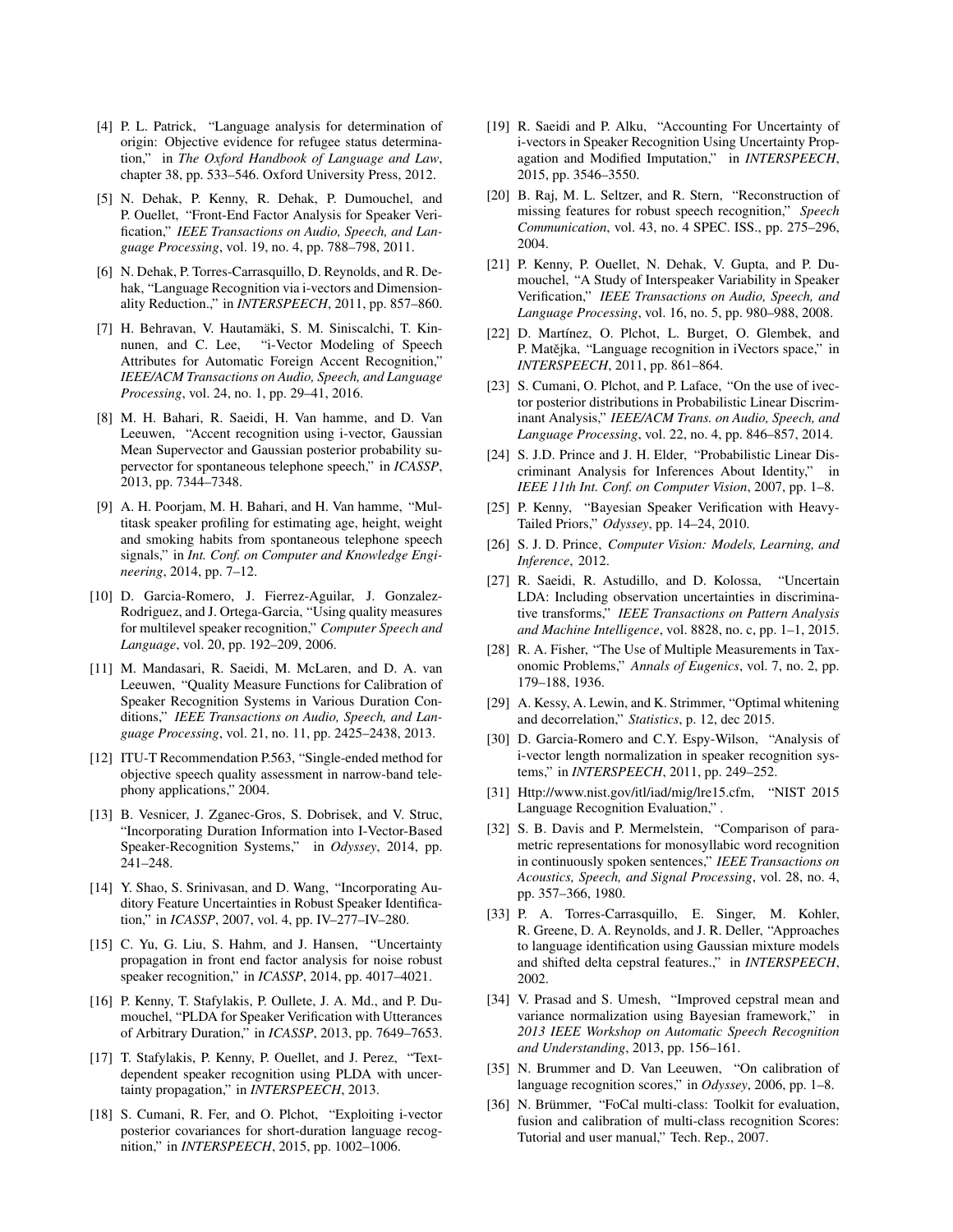[4] P. L. Patrick, "Language analysis for determination of origin: Objective evidence for refugee status determination," in *The Oxford Handbook of Language and Law*, chapter 38, pp. 533–546. Oxford University Press, 2012.

[5] N. Dehak, P. Kenny, R. Dehak, P. Dumouchel, and P. Ouellet, "Front-End Factor Analysis for Speaker Verification," *IEEE Transactions on Audio, Speech, and Language Processing*, vol. 19, no. 4, pp. 788–798, 2011.

[6] N. Dehak, P. Torres-Carrasquillo, D. Reynolds, and R. Dehak, "Language Recognition via i-vectors and Dimensionality Reduction.," in *INTERSPEECH*, 2011, pp. 857–860.

[7] H. Behravan, V. Hautamäki, S. M. Siniscalchi, T. Kinnunen, and C. Lee, "i-Vector Modeling of Speech Attributes for Automatic Foreign Accent Recognition," *IEEE/ACM Transactions on Audio, Speech, and Language Processing*, vol. 24, no. 1, pp. 29–41, 2016.

[8] M. H. Bahari, R. Saeidi, H. Van hamme, and D. Van Leeuwen, "Accent recognition using i-vector, Gaussian Mean Supervector and Gaussian posterior probability supervector for spontaneous telephone speech," in *ICASSP*, 2013, pp. 7344–7348.

[9] A. H. Poorjam, M. H. Bahari, and H. Van hamme, "Multitask speaker profiling for estimating age, height, weight and smoking habits from spontaneous telephone speech signals," in *Int. Conf. on Computer and Knowledge Engineering*, 2014, pp. 7–12.

[10] D. Garcia-Romero, J. Fierrez-Aguilar, J. Gonzalez-Rodriguez, and J. Ortega-Garcia, "Using quality measures for multilevel speaker recognition," *Computer Speech and Language*, vol. 20, pp. 192–209, 2006.

[11] M. Mandasari, R. Saeidi, M. McLaren, and D. A. van Leeuwen, "Quality Measure Functions for Calibration of Speaker Recognition Systems in Various Duration Conditions," *IEEE Transactions on Audio, Speech, and Language Processing*, vol. 21, no. 11, pp. 2425–2438, 2013.

[12] ITU-T Recommendation P.563, "Single-ended method for objective speech quality assessment in narrow-band telephony applications," 2004.

[13] B. Vesnicer, J. Zganec-Gros, S. Dobrisek, and V. Struc, "Incorporating Duration Information into I-Vector-Based Speaker-Recognition Systems," in *Odyssey*, 2014, pp. 241–248.

[14] Y. Shao, S. Srinivasan, and D. Wang, "Incorporating Auditory Feature Uncertainties in Robust Speaker Identification," in *ICASSP*, 2007, vol. 4, pp. IV–277–IV–280.

[15] C. Yu, G. Liu, S. Hahm, and J. Hansen, "Uncertainty propagation in front end factor analysis for noise robust speaker recognition," in *ICASSP*, 2014, pp. 4017–4021.

[16] P. Kenny, T. Stafylakis, P. Oullete, J. A. Md., and P. Dumouchel, "PLDA for Speaker Verification with Utterances of Arbitrary Duration," in *ICASSP*, 2013, pp. 7649–7653.

[17] T. Stafylakis, P. Kenny, P. Ouellet, and J. Perez, "Text-dependent speaker recognition using PLDA with uncertainty propagation," in *INTERSPEECH*, 2013.

[18] S. Cumani, R. Fer, and O. Plchot, "Exploiting i-vector posterior covariances for short-duration language recognition," in *INTERSPEECH*, 2015, pp. 1002–1006.

[19] R. Saeidi and P. Alku, "Accounting For Uncertainty of i-vectors in Speaker Recognition Using Uncertainty Propagation and Modified Imputation," in *INTERSPEECH*, 2015, pp. 3546–3550.

[20] B. Raj, M. L. Seltzer, and R. Stern, "Reconstruction of missing features for robust speech recognition," *Speech Communication*, vol. 43, no. 4 SPEC. ISS., pp. 275–296, 2004.

[21] P. Kenny, P. Ouellet, N. Dehak, V. Gupta, and P. Dumouchel, "A Study of Interspeaker Variability in Speaker Verification," *IEEE Transactions on Audio, Speech, and Language Processing*, vol. 16, no. 5, pp. 980–988, 2008.

[22] D. Martínez, O. Plchot, L. Burget, O. Glembek, and P. Matějka, "Language recognition in iVectors space," in *INTERSPEECH*, 2011, pp. 861–864.

[23] S. Cumani, O. Plchot, and P. Laface, "On the use of ivector posterior distributions in Probabilistic Linear Discriminant Analysis," *IEEE/ACM Trans. on Audio, Speech, and Language Processing*, vol. 22, no. 4, pp. 846–857, 2014.

[24] S. J.D. Prince and J. H. Elder, "Probabilistic Linear Discriminant Analysis for Inferences About Identity," in *IEEE 11th Int. Conf. on Computer Vision*, 2007, pp. 1–8.

[25] P. Kenny, "Bayesian Speaker Verification with Heavy-Tailed Priors," *Odyssey*, pp. 14–24, 2010.

[26] S. J. D. Prince, *Computer Vision: Models, Learning, and Inference*, 2012.

[27] R. Saeidi, R. Astudillo, and D. Kolossa, "Uncertain LDA: Including observation uncertainties in discriminative transforms," *IEEE Transactions on Pattern Analysis and Machine Intelligence*, vol. 8828, no. c, pp. 1–1, 2015.

[28] R. A. Fisher, "The Use of Multiple Measurements in Taxonomic Problems," *Annals of Eugenics*, vol. 7, no. 2, pp. 179–188, 1936.

[29] A. Kessy, A. Lewin, and K. Strimmer, "Optimal whitening and decorrelation," *Statistics*, p. 12, dec 2015.

[30] D. Garcia-Romero and C.Y. Espy-Wilson, "Analysis of i-vector length normalization in speaker recognition systems," in *INTERSPEECH*, 2011, pp. 249–252.

[31] Http://www.nist.gov/itl/iad/mig/lre15.cfm, "NIST 2015 Language Recognition Evaluation," .

[32] S. B. Davis and P. Mermelstein, "Comparison of parametric representations for monosyllabic word recognition in continuously spoken sentences," *IEEE Transactions on Acoustics, Speech, and Signal Processing*, vol. 28, no. 4, pp. 357–366, 1980.

[33] P. A. Torres-Carrasquillo, E. Singer, M. Kohler, R. Greene, D. A. Reynolds, and J. R. Deller, "Approaches to language identification using Gaussian mixture models and shifted delta cepstral features.," in *INTERSPEECH*, 2002.

[34] V. Prasad and S. Umesh, "Improved cepstral mean and variance normalization using Bayesian framework," in *2013 IEEE Workshop on Automatic Speech Recognition and Understanding*, 2013, pp. 156–161.

[35] N. Brummer and D. Van Leeuwen, "On calibration of language recognition scores," in *Odyssey*, 2006, pp. 1–8.

[36] N. Brümmer, "FoCal multi-class: Toolkit for evaluation, fusion and calibration of multi-class recognition Scores: Tutorial and user manual," Tech. Rep., 2007.